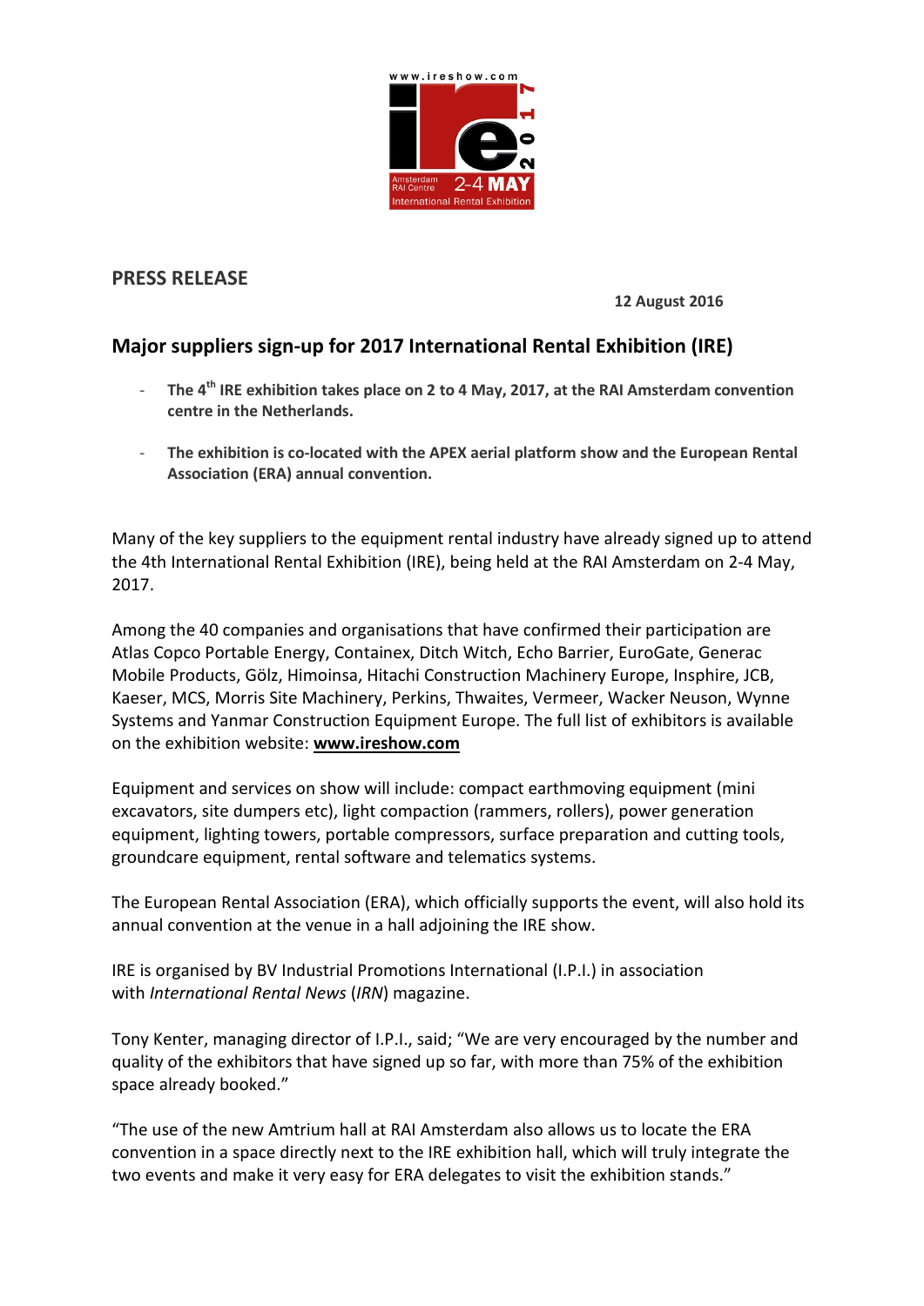**PRESS RELEASE**

**12 August 2016**

## Major suppliers sign-up for 2017 International Rental Exhibition (IRE)

- **The 4th IRE exhibition takes place on 2 to 4 May, 2017, at the RAI Amsterdam convention centre in the Netherlands.**
- **The exhibition is co-located with the APEX aerial platform show and the European Rental Association (ERA) annual convention.**

Many of the key suppliers to the equipment rental industry have already signed up to attend the 4th International Rental Exhibition (IRE), being held at the RAI Amsterdam on 2-4 May, 2017.

Among the 40 companies and organisations that have confirmed their participation are Atlas Copco Portable Energy, Containex, Ditch Witch, Echo Barrier, EuroGate, Generac Mobile Products, Gölz, Himoinsa, Hitachi Construction Machinery Europe, Insphire, JCB, Kaeser, MCS, Morris Site Machinery, Perkins, Thwaites, Vermeer, Wacker Neuson, Wynne Systems and Yanmar Construction Equipment Europe. The full list of exhibitors is available on the exhibition website: **www.ireshow.com**

Equipment and services on show will include: compact earthmoving equipment (mini excavators, site dumpers etc), light compaction (rammers, rollers), power generation equipment, lighting towers, portable compressors, surface preparation and cutting tools, groundcare equipment, rental software and telematics systems.

The European Rental Association (ERA), which officially supports the event, will also hold its annual convention at the venue in a hall adjoining the IRE show.

IRE is organised by BV Industrial Promotions International (I.P.I.) in association with *International Rental News* (*IRN*) magazine.

Tony Kenter, managing director of I.P.I., said; "We are very encouraged by the number and quality of the exhibitors that have signed up so far, with more than 75% of the exhibition space already booked."

"The use of the new Amtrium hall at RAI Amsterdam also allows us to locate the ERA convention in a space directly next to the IRE exhibition hall, which will truly integrate the two events and make it very easy for ERA delegates to visit the exhibition stands."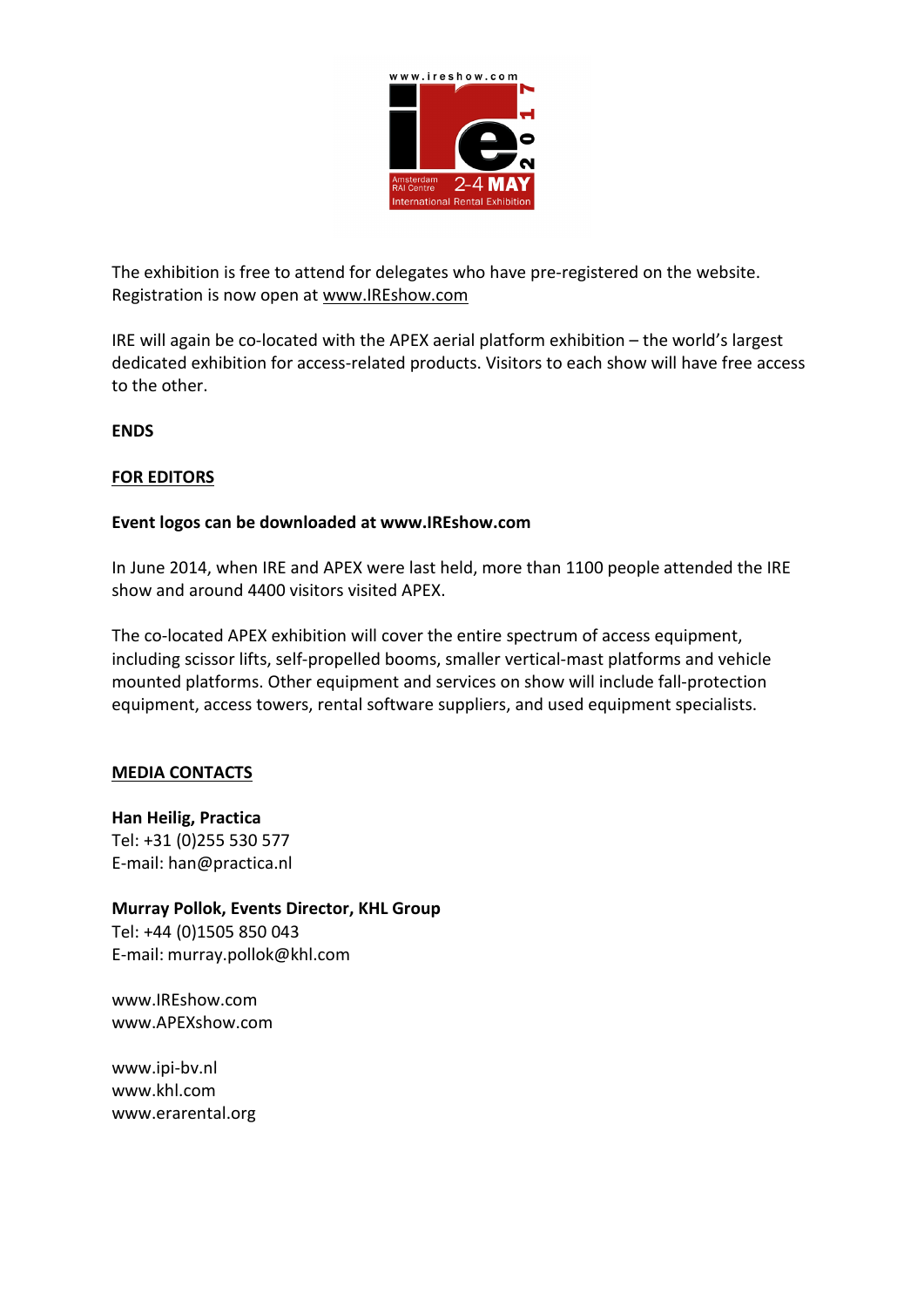The exhibition is free to attend for delegates who have pre-registered on the website. Registration is now open at www.IREshow.com

IRE will again be co-located with the APEX aerial platform exhibition – the world's largest dedicated exhibition for access-related products. Visitors to each show will have free access to the other.

**ENDS**

**FOR EDITORS**

**Event logos can be downloaded at www.IREshow.com**

In June 2014, when IRE and APEX were last held, more than 1100 people attended the IRE show and around 4400 visitors visited APEX.

The co-located APEX exhibition will cover the entire spectrum of access equipment, including scissor lifts, self-propelled booms, smaller vertical-mast platforms and vehicle mounted platforms. Other equipment and services on show will include fall-protection equipment, access towers, rental software suppliers, and used equipment specialists.

**MEDIA CONTACTS**

**Han Heilig, Practica**
Tel: +31 (0)255 530 577
E-mail: han@practica.nl

**Murray Pollok, Events Director, KHL Group**
Tel: +44 (0)1505 850 043
E-mail: murray.pollok@khl.com

www.IREshow.com
www.APEXshow.com

www.ipi-bv.nl
www.khl.com
www.erarental.org